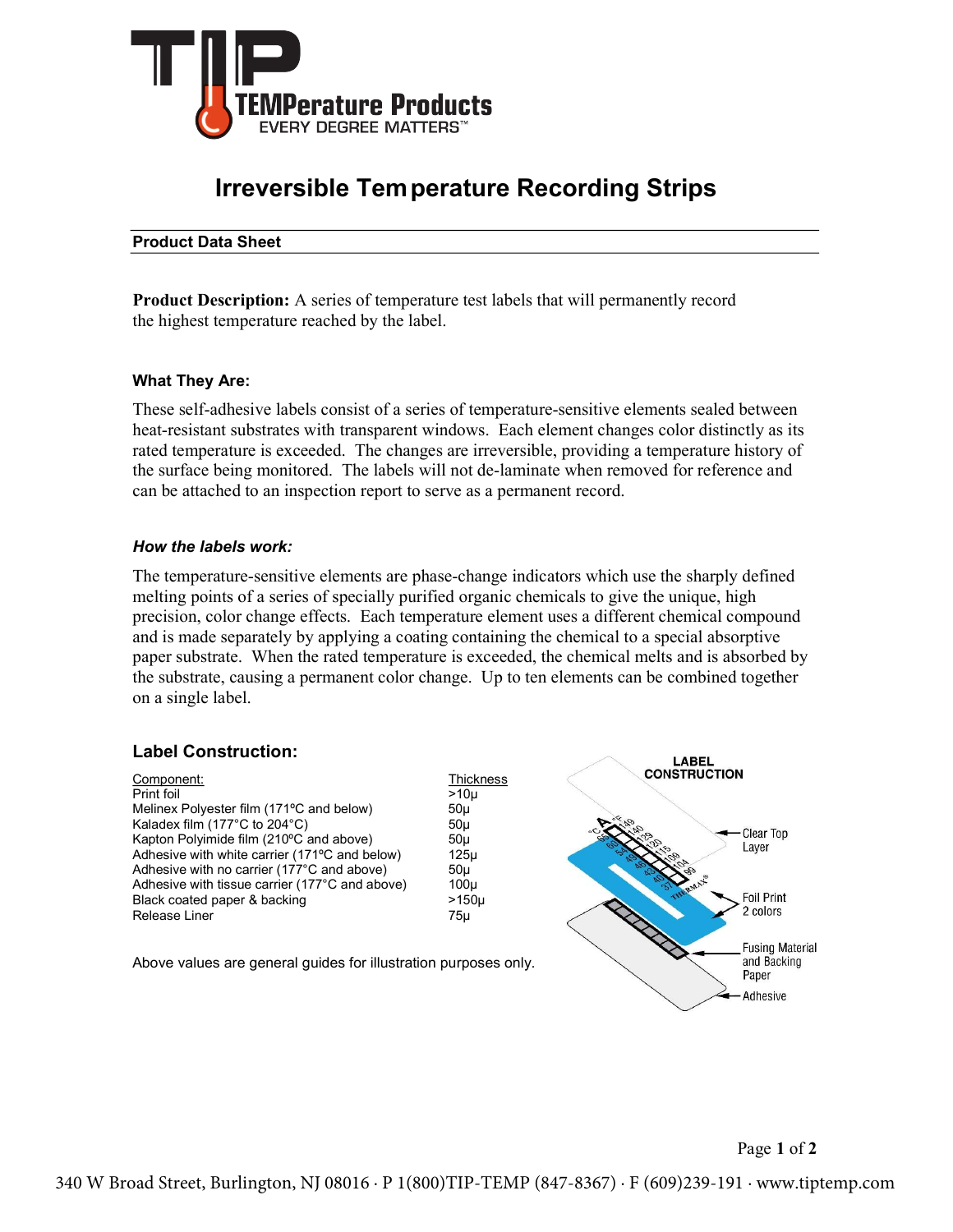# Irreversible Temperature Recording Strips

## Product Data Sheet

**Product Description:** A series of temperature test labels that will permanently record the highest temperature reached by the label.

### What They Are:

These self-adhesive labels consist of a series of temperature-sensitive elements sealed between heat-resistant substrates with transparent windows. Each element changes color distinctly as its rated temperature is exceeded. The changes are irreversible, providing a temperature history of the surface being monitored. The labels will not de-laminate when removed for reference and can be attached to an inspection report to serve as a permanent record.

### *How the labels work:*

The temperature-sensitive elements are phase-change indicators which use the sharply defined melting points of a series of specially purified organic chemicals to give the unique, high precision, color change effects. Each temperature element uses a different chemical compound and is made separately by applying a coating containing the chemical to a special absorptive paper substrate. When the rated temperature is exceeded, the chemical melts and is absorbed by the substrate, causing a permanent color change. Up to ten elements can be combined together on a single label.

### Label Construction:

| Component: | Thickness |
|---|---|
| Print foil | >10µ |
| Melinex Polyester film (171ºC and below) | 50µ |
| Kaladex film (177°C to 204°C) | 50µ |
| Kapton Polyimide film (210ºC and above) | 50µ |
| Adhesive with white carrier (171ºC and below) | 125µ |
| Adhesive with no carrier (177°C and above) | 50µ |
| Adhesive with tissue carrier (177°C and above) | 100µ |
| Black coated paper & backing | >150µ |
| Release Liner | 75µ |

Above values are general guides for illustration purposes only.

LABEL CONSTRUCTION

- Clear Top Layer
- Foil Print 2 colors
- Fusing Material and Backing Paper
- Adhesive

340 W Broad Street, Burlington, NJ 08016 · P 1(800)TIP-TEMP (847-8367) · F (609)239-191 · www.tiptemp.com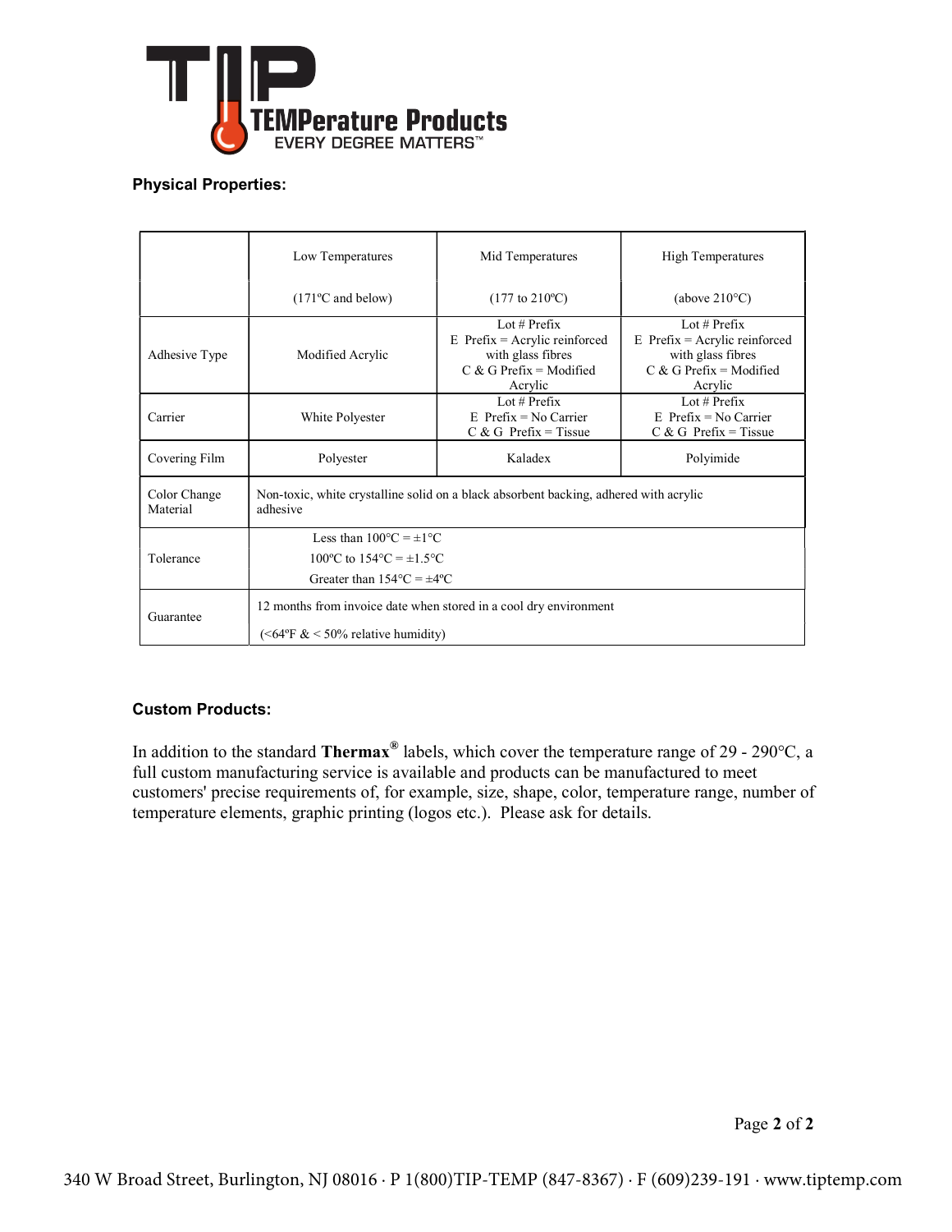**Physical Properties:**

| | Low Temperatures (171ºC and below) | Mid Temperatures (177 to 210ºC) | High Temperatures (above 210°C) |
|---|---|---|---|
| Adhesive Type | Modified Acrylic | Lot # Prefix<br>E Prefix = Acrylic reinforced with glass fibres<br>C & G Prefix = Modified Acrylic | Lot # Prefix<br>E Prefix = Acrylic reinforced with glass fibres<br>C & G Prefix = Modified Acrylic |
| Carrier | White Polyester | Lot # Prefix<br>E Prefix = No Carrier<br>C & G Prefix = Tissue | Lot # Prefix<br>E Prefix = No Carrier<br>C & G Prefix = Tissue |
| Covering Film | Polyester | Kaladex | Polyimide |
| Color Change Material | Non-toxic, white crystalline solid on a black absorbent backing, adhered with acrylic adhesive | | |
| Tolerance | Less than 100°C = ±1°C<br>100ºC to 154°C = ±1.5°C<br>Greater than 154°C = ±4ºC | | |
| Guarantee | 12 months from invoice date when stored in a cool dry environment<br>(<64ºF & < 50% relative humidity) | | |

**Custom Products:**

In addition to the standard **Thermax®** labels, which cover the temperature range of 29 - 290°C, a full custom manufacturing service is available and products can be manufactured to meet customers' precise requirements of, for example, size, shape, color, temperature range, number of temperature elements, graphic printing (logos etc.). Please ask for details.

340 W Broad Street, Burlington, NJ 08016 · P 1(800)TIP-TEMP (847-8367) · F (609)239-191 · www.tiptemp.com